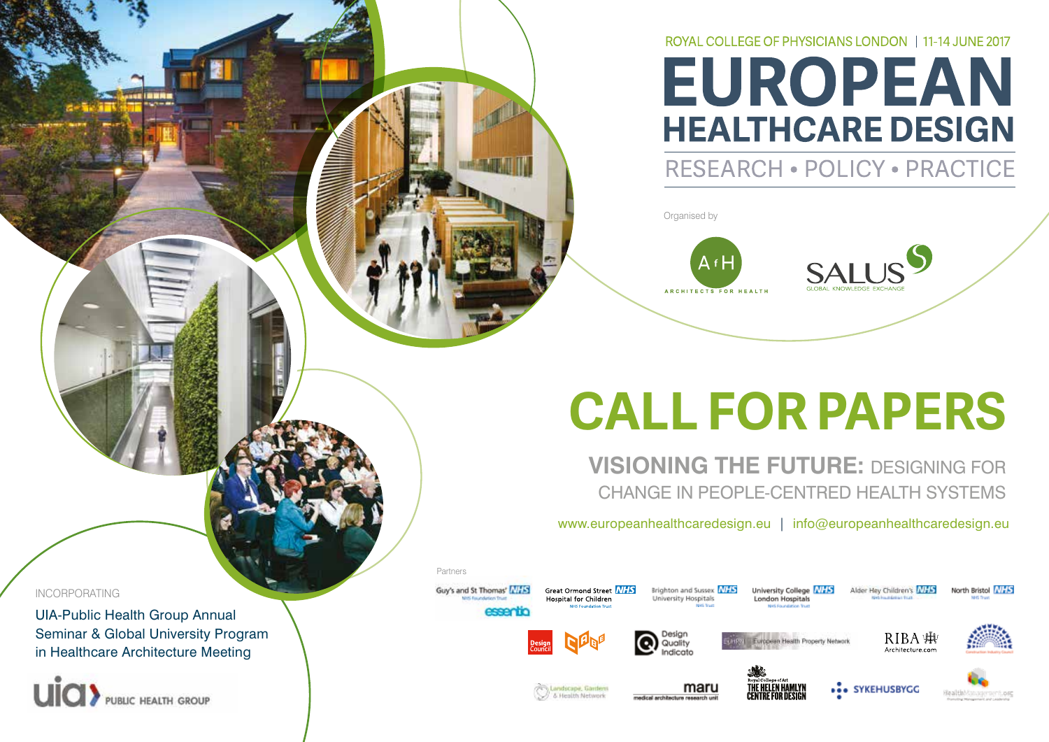ROYAL COLLEGE OF PHYSICIANS LONDON | 11-14 JUNE 2017

# EUROPEAN HEALTHCARE DESIGN

## RESEARCH • POLICY • PRACTICE

Organised by

ARCHITECTS FOR HEALTH

SALUS GLOBAL KNOWLEDGE EXCHANGE

# CALL FOR PAPERS

## VISIONING THE FUTURE: DESIGNING FOR CHANGE IN PEOPLE-CENTRED HEALTH SYSTEMS

www.europeanhealthcaredesign.eu | info@europeanhealthcaredesign.eu

INCORPORATING

UIA-Public Health Group Annual Seminar & Global University Program in Healthcare Architecture Meeting

UIA PUBLIC HEALTH GROUP

Partners

Guy's and St Thomas' NHS Foundation Trust

essentia

Great Ormond Street Hospital for Children NHS Foundation Trust

Brighton and Sussex University Hospitals NHS Trust

University College London Hospitals NHS Foundation Trust

Alder Hey Children's NHS Foundation Trust

North Bristol NHS Trust

Design Council

CABE

Design Quality Indicator

EuHPN European Health Property Network

RIBA Architecture.com

Construction Industry Council

Landscape, Gardens & Health Network

maru medical architecture research unit

Royal College of Art The Helen Hamlyn Centre for Design

SYKEHUSBYGG

HealthManagement.org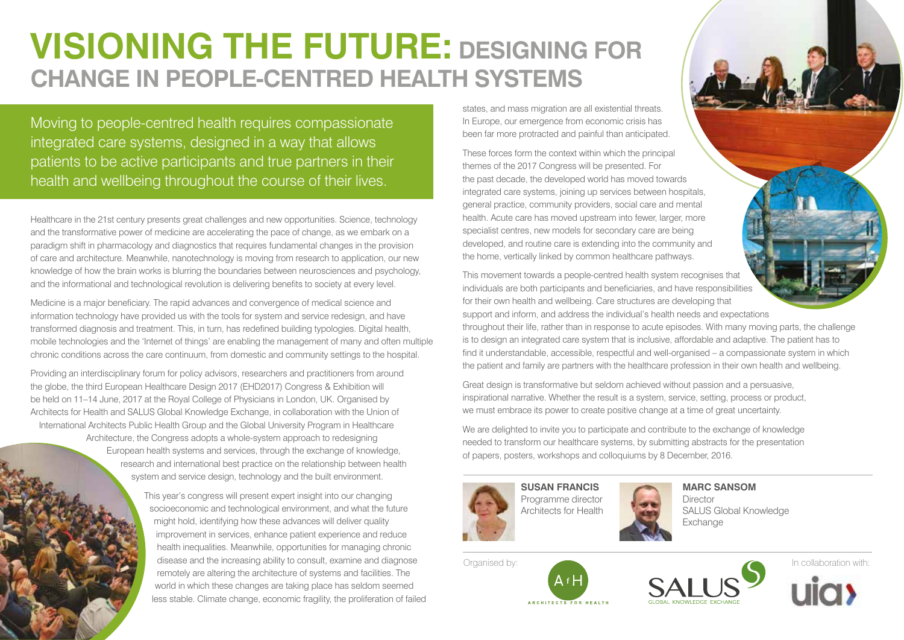# VISIONING THE FUTURE: DESIGNING FOR CHANGE IN PEOPLE-CENTRED HEALTH SYSTEMS

Moving to people-centred health requires compassionate integrated care systems, designed in a way that allows patients to be active participants and true partners in their health and wellbeing throughout the course of their lives.

Healthcare in the 21st century presents great challenges and new opportunities. Science, technology and the transformative power of medicine are accelerating the pace of change, as we embark on a paradigm shift in pharmacology and diagnostics that requires fundamental changes in the provision of care and architecture. Meanwhile, nanotechnology is moving from research to application, our new knowledge of how the brain works is blurring the boundaries between neurosciences and psychology, and the informational and technological revolution is delivering benefits to society at every level.

Medicine is a major beneficiary. The rapid advances and convergence of medical science and information technology have provided us with the tools for system and service redesign, and have transformed diagnosis and treatment. This, in turn, has redefined building typologies. Digital health, mobile technologies and the 'Internet of things' are enabling the management of many and often multiple chronic conditions across the care continuum, from domestic and community settings to the hospital.

Providing an interdisciplinary forum for policy advisors, researchers and practitioners from around the globe, the third European Healthcare Design 2017 (EHD2017) Congress & Exhibition will be held on 11–14 June, 2017 at the Royal College of Physicians in London, UK. Organised by Architects for Health and SALUS Global Knowledge Exchange, in collaboration with the Union of International Architects Public Health Group and the Global University Program in Healthcare Architecture, the Congress adopts a whole-system approach to redesigning European health systems and services, through the exchange of knowledge, research and international best practice on the relationship between health system and service design, technology and the built environment.

This year's congress will present expert insight into our changing socioeconomic and technological environment, and what the future might hold, identifying how these advances will deliver quality improvement in services, enhance patient experience and reduce health inequalities. Meanwhile, opportunities for managing chronic disease and the increasing ability to consult, examine and diagnose remotely are altering the architecture of systems and facilities. The world in which these changes are taking place has seldom seemed less stable. Climate change, economic fragility, the proliferation of failed states, and mass migration are all existential threats. In Europe, our emergence from economic crisis has been far more protracted and painful than anticipated.

These forces form the context within which the principal themes of the 2017 Congress will be presented. For the past decade, the developed world has moved towards integrated care systems, joining up services between hospitals, general practice, community providers, social care and mental health. Acute care has moved upstream into fewer, larger, more specialist centres, new models for secondary care are being developed, and routine care is extending into the community and the home, vertically linked by common healthcare pathways.

This movement towards a people-centred health system recognises that individuals are both participants and beneficiaries, and have responsibilities for their own health and wellbeing. Care structures are developing that support and inform, and address the individual's health needs and expectations throughout their life, rather than in response to acute episodes. With many moving parts, the challenge is to design an integrated care system that is inclusive, affordable and adaptive. The patient has to find it understandable, accessible, respectful and well-organised – a compassionate system in which the patient and family are partners with the healthcare profession in their own health and wellbeing.

Great design is transformative but seldom achieved without passion and a persuasive, inspirational narrative. Whether the result is a system, service, setting, process or product, we must embrace its power to create positive change at a time of great uncertainty.

We are delighted to invite you to participate and contribute to the exchange of knowledge needed to transform our healthcare systems, by submitting abstracts for the presentation of papers, posters, workshops and colloquiums by 8 December, 2016.

**SUSAN FRANCIS**
Programme director
Architects for Health

**MARC SANSOM**
Director
SALUS Global Knowledge Exchange

Organised by: Architects for Health, SALUS Global Knowledge Exchange

In collaboration with: uia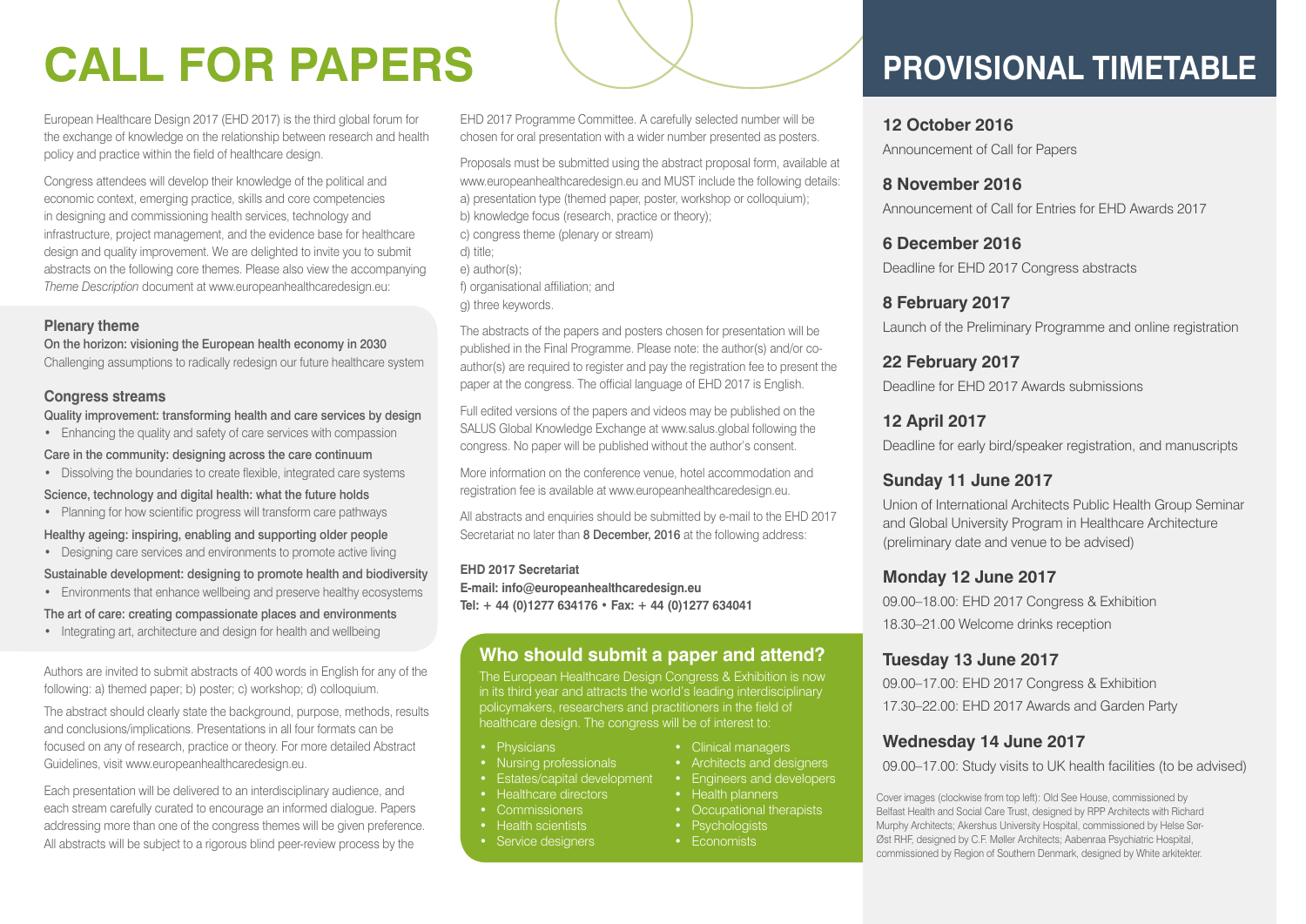# CALL FOR PAPERS

European Healthcare Design 2017 (EHD 2017) is the third global forum for the exchange of knowledge on the relationship between research and health policy and practice within the field of healthcare design.

Congress attendees will develop their knowledge of the political and economic context, emerging practice, skills and core competencies in designing and commissioning health services, technology and infrastructure, project management, and the evidence base for healthcare design and quality improvement. We are delighted to invite you to submit abstracts on the following core themes. Please also view the accompanying *Theme Description* document at www.europeanhealthcaredesign.eu:

### Plenary theme

**On the horizon: visioning the European health economy in 2030**
Challenging assumptions to radically redesign our future healthcare system

### Congress streams

**Quality improvement: transforming health and care services by design**

- Enhancing the quality and safety of care services with compassion

**Care in the community: designing across the care continuum**

- Dissolving the boundaries to create flexible, integrated care systems

**Science, technology and digital health: what the future holds**

- Planning for how scientific progress will transform care pathways

**Healthy ageing: inspiring, enabling and supporting older people**

- Designing care services and environments to promote active living

**Sustainable development: designing to promote health and biodiversity**

- Environments that enhance wellbeing and preserve healthy ecosystems

**The art of care: creating compassionate places and environments**

- Integrating art, architecture and design for health and wellbeing

Authors are invited to submit abstracts of 400 words in English for any of the following: a) themed paper; b) poster; c) workshop; d) colloquium.

The abstract should clearly state the background, purpose, methods, results and conclusions/implications. Presentations in all four formats can be focused on any of research, practice or theory. For more detailed Abstract Guidelines, visit www.europeanhealthcaredesign.eu.

Each presentation will be delivered to an interdisciplinary audience, and each stream carefully curated to encourage an informed dialogue. Papers addressing more than one of the congress themes will be given preference. All abstracts will be subject to a rigorous blind peer-review process by the EHD 2017 Programme Committee. A carefully selected number will be chosen for oral presentation with a wider number presented as posters.

Proposals must be submitted using the abstract proposal form, available at www.europeanhealthcaredesign.eu and MUST include the following details:
a) presentation type (themed paper, poster, workshop or colloquium);
b) knowledge focus (research, practice or theory);
c) congress theme (plenary or stream)
d) title;
e) author(s);
f) organisational affiliation; and
g) three keywords.

The abstracts of the papers and posters chosen for presentation will be published in the Final Programme. Please note: the author(s) and/or co-author(s) are required to register and pay the registration fee to present the paper at the congress. The official language of EHD 2017 is English.

Full edited versions of the papers and videos may be published on the SALUS Global Knowledge Exchange at www.salus.global following the congress. No paper will be published without the author's consent.

More information on the conference venue, hotel accommodation and registration fee is available at www.europeanhealthcaredesign.eu.

All abstracts and enquiries should be submitted by e-mail to the EHD 2017 Secretariat no later than **8 December, 2016** at the following address:

**EHD 2017 Secretariat**
**E-mail: info@europeanhealthcaredesign.eu**
**Tel: + 44 (0)1277 634176 • Fax: + 44 (0)1277 634041**

## Who should submit a paper and attend?

The European Healthcare Design Congress & Exhibition is now in its third year and attracts the world's leading interdisciplinary policymakers, researchers and practitioners in the field of healthcare design. The congress will be of interest to:

- Physicians
- Nursing professionals
- Estates/capital development
- Healthcare directors
- Commissioners
- Health scientists
- Service designers
- Clinical managers
- Architects and designers
- Engineers and developers
- Health planners
- Occupational therapists
- Psychologists
- Economists

# PROVISIONAL TIMETABLE

**12 October 2016**
Announcement of Call for Papers

**8 November 2016**
Announcement of Call for Entries for EHD Awards 2017

**6 December 2016**
Deadline for EHD 2017 Congress abstracts

**8 February 2017**
Launch of the Preliminary Programme and online registration

**22 February 2017**
Deadline for EHD 2017 Awards submissions

**12 April 2017**
Deadline for early bird/speaker registration, and manuscripts

**Sunday 11 June 2017**
Union of International Architects Public Health Group Seminar and Global University Program in Healthcare Architecture (preliminary date and venue to be advised)

**Monday 12 June 2017**
09.00–18.00: EHD 2017 Congress & Exhibition
18.30–21.00 Welcome drinks reception

**Tuesday 13 June 2017**
09.00–17.00: EHD 2017 Congress & Exhibition
17.30–22.00: EHD 2017 Awards and Garden Party

**Wednesday 14 June 2017**
09.00–17.00: Study visits to UK health facilities (to be advised)

Cover images (clockwise from top left): Old See House, commissioned by Belfast Health and Social Care Trust, designed by RPP Architects with Richard Murphy Architects; Akershus University Hospital, commissioned by Helse Sør-Øst RHF, designed by C.F. Møller Architects; Aabenraa Psychiatric Hospital, commissioned by Region of Southern Denmark, designed by White arkitekter.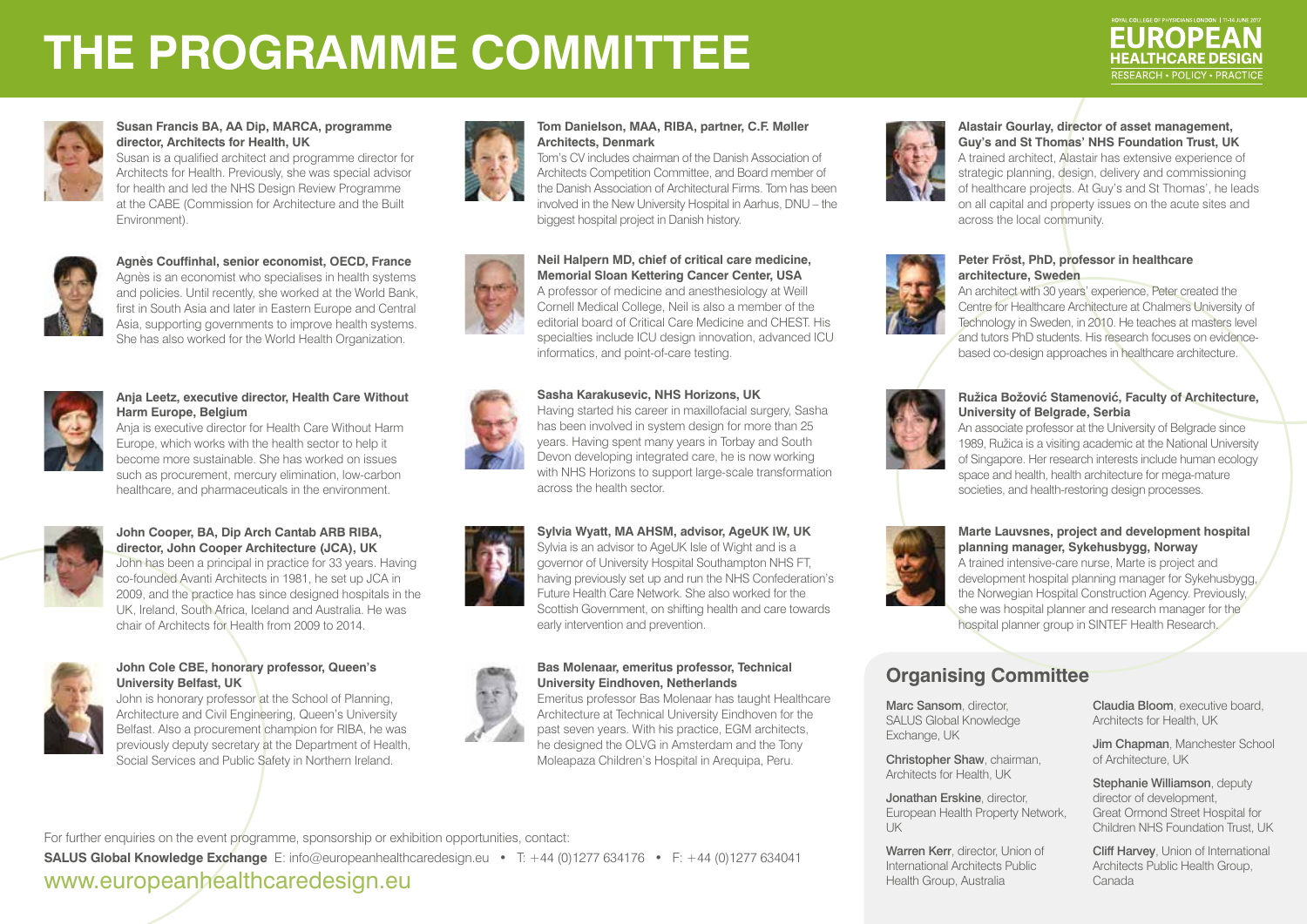# THE PROGRAMME COMMITTEE

**Susan Francis BA, AA Dip, MARCA, programme director, Architects for Health, UK**
Susan is a qualified architect and programme director for Architects for Health. Previously, she was special advisor for health and led the NHS Design Review Programme at the CABE (Commission for Architecture and the Built Environment).

**Agnès Couffinhal, senior economist, OECD, France**
Agnès is an economist who specialises in health systems and policies. Until recently, she worked at the World Bank, first in South Asia and later in Eastern Europe and Central Asia, supporting governments to improve health systems. She has also worked for the World Health Organization.

**Anja Leetz, executive director, Health Care Without Harm Europe, Belgium**
Anja is executive director for Health Care Without Harm Europe, which works with the health sector to help it become more sustainable. She has worked on issues such as procurement, mercury elimination, low-carbon healthcare, and pharmaceuticals in the environment.

**John Cooper, BA, Dip Arch Cantab ARB RIBA, director, John Cooper Architecture (JCA), UK**
John has been a principal in practice for 33 years. Having co-founded Avanti Architects in 1981, he set up JCA in 2009, and the practice has since designed hospitals in the UK, Ireland, South Africa, Iceland and Australia. He was chair of Architects for Health from 2009 to 2014.

**John Cole CBE, honorary professor, Queen's University Belfast, UK**
John is honorary professor at the School of Planning, Architecture and Civil Engineering, Queen's University Belfast. Also a procurement champion for RIBA, he was previously deputy secretary at the Department of Health, Social Services and Public Safety in Northern Ireland.

**Tom Danielson, MAA, RIBA, partner, C.F. Møller Architects, Denmark**
Tom's CV includes chairman of the Danish Association of Architects Competition Committee, and Board member of the Danish Association of Architectural Firms. Tom has been involved in the New University Hospital in Aarhus, DNU – the biggest hospital project in Danish history.

**Neil Halpern MD, chief of critical care medicine, Memorial Sloan Kettering Cancer Center, USA**
A professor of medicine and anesthesiology at Weill Cornell Medical College, Neil is also a member of the editorial board of Critical Care Medicine and CHEST. His specialties include ICU design innovation, advanced ICU informatics, and point-of-care testing.

**Sasha Karakusevic, NHS Horizons, UK**
Having started his career in maxillofacial surgery, Sasha has been involved in system design for more than 25 years. Having spent many years in Torbay and South Devon developing integrated care, he is now working with NHS Horizons to support large-scale transformation across the health sector.

**Sylvia Wyatt, MA AHSM, advisor, AgeUK IW, UK**
Sylvia is an advisor to AgeUK Isle of Wight and is a governor of University Hospital Southampton NHS FT, having previously set up and run the NHS Confederation's Future Health Care Network. She also worked for the Scottish Government, on shifting health and care towards early intervention and prevention.

**Bas Molenaar, emeritus professor, Technical University Eindhoven, Netherlands**
Emeritus professor Bas Molenaar has taught Healthcare Architecture at Technical University Eindhoven for the past seven years. With his practice, EGM architects, he designed the OLVG in Amsterdam and the Tony Moleapaza Children's Hospital in Arequipa, Peru.

**Alastair Gourlay, director of asset management, Guy's and St Thomas' NHS Foundation Trust, UK**
A trained architect, Alastair has extensive experience of strategic planning, design, delivery and commissioning of healthcare projects. At Guy's and St Thomas', he leads on all capital and property issues on the acute sites and across the local community.

**Peter Fröst, PhD, professor in healthcare architecture, Sweden**
An architect with 30 years' experience, Peter created the Centre for Healthcare Architecture at Chalmers University of Technology in Sweden, in 2010. He teaches at masters level and tutors PhD students. His research focuses on evidence-based co-design approaches in healthcare architecture.

**Ružica Božović Stamenović, Faculty of Architecture, University of Belgrade, Serbia**
An associate professor at the University of Belgrade since 1989, Ružica is a visiting academic at the National University of Singapore. Her research interests include human ecology space and health, health architecture for mega-mature societies, and health-restoring design processes.

**Marte Lauvsnes, project and development hospital planning manager, Sykehusbygg, Norway**
A trained intensive-care nurse, Marte is project and development hospital planning manager for Sykehusbygg, the Norwegian Hospital Construction Agency. Previously, she was hospital planner and research manager for the hospital planner group in SINTEF Health Research.

## Organising Committee

**Marc Sansom**, director, SALUS Global Knowledge Exchange, UK

**Christopher Shaw**, chairman, Architects for Health, UK

**Jonathan Erskine**, director, European Health Property Network, UK

**Warren Kerr**, director, Union of International Architects Public Health Group, Australia

**Claudia Bloom**, executive board, Architects for Health, UK

**Jim Chapman**, Manchester School of Architecture, UK

**Stephanie Williamson**, deputy director of development, Great Ormond Street Hospital for Children NHS Foundation Trust, UK

**Cliff Harvey**, Union of International Architects Public Health Group, Canada

For further enquiries on the event programme, sponsorship or exhibition opportunities, contact:

**SALUS Global Knowledge Exchange** E: info@europeanhealthcaredesign.eu • T: +44 (0)1277 634176 • F: +44 (0)1277 634041

www.europeanhealthcaredesign.eu